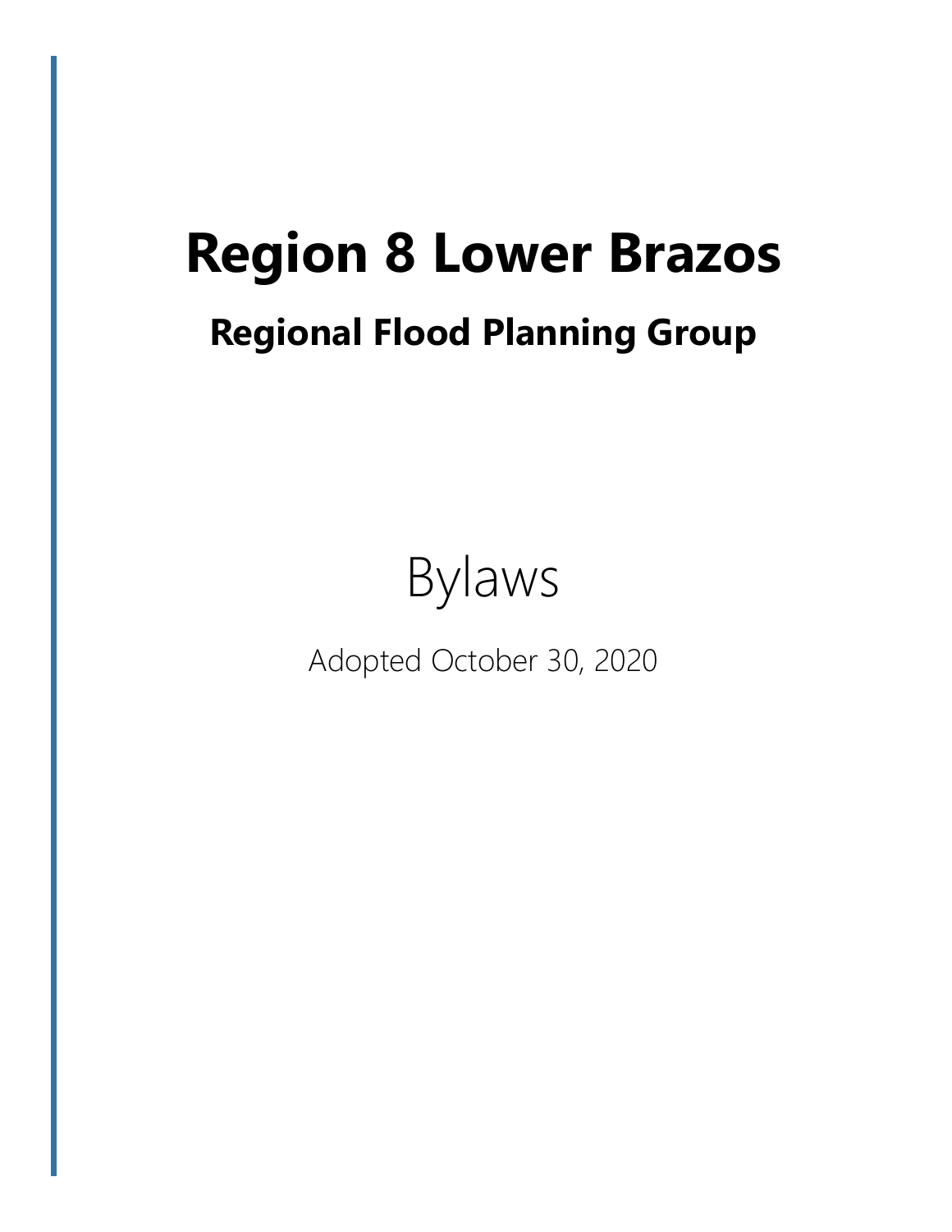# Region 8 Lower Brazos

## Regional Flood Planning Group

Bylaws

Adopted October 30, 2020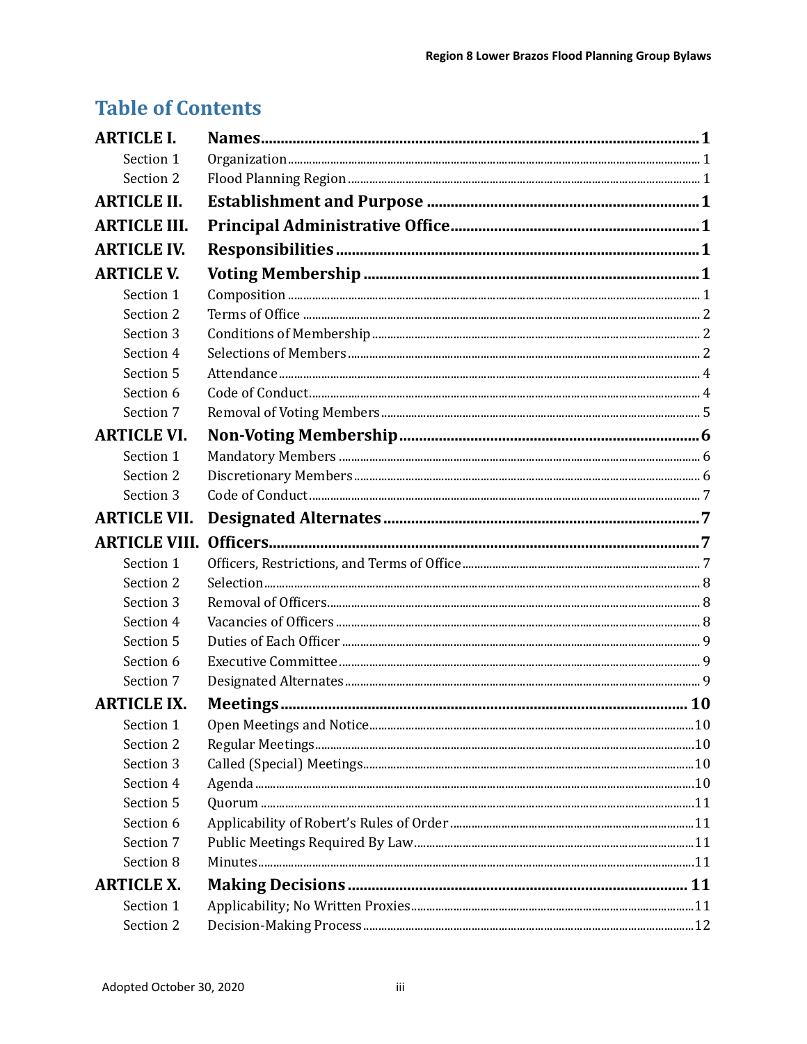# Table of Contents

| | | |
|---|---|---|
| **ARTICLE I.** | **Names** | **1** |
| Section 1 | Organization | 1 |
| Section 2 | Flood Planning Region | 1 |
| **ARTICLE II.** | **Establishment and Purpose** | **1** |
| **ARTICLE III.** | **Principal Administrative Office** | **1** |
| **ARTICLE IV.** | **Responsibilities** | **1** |
| **ARTICLE V.** | **Voting Membership** | **1** |
| Section 1 | Composition | 1 |
| Section 2 | Terms of Office | 2 |
| Section 3 | Conditions of Membership | 2 |
| Section 4 | Selections of Members | 2 |
| Section 5 | Attendance | 4 |
| Section 6 | Code of Conduct | 4 |
| Section 7 | Removal of Voting Members | 5 |
| **ARTICLE VI.** | **Non-Voting Membership** | **6** |
| Section 1 | Mandatory Members | 6 |
| Section 2 | Discretionary Members | 6 |
| Section 3 | Code of Conduct | 7 |
| **ARTICLE VII.** | **Designated Alternates** | **7** |
| **ARTICLE VIII.** | **Officers** | **7** |
| Section 1 | Officers, Restrictions, and Terms of Office | 7 |
| Section 2 | Selection | 8 |
| Section 3 | Removal of Officers | 8 |
| Section 4 | Vacancies of Officers | 8 |
| Section 5 | Duties of Each Officer | 9 |
| Section 6 | Executive Committee | 9 |
| Section 7 | Designated Alternates | 9 |
| **ARTICLE IX.** | **Meetings** | **10** |
| Section 1 | Open Meetings and Notice | 10 |
| Section 2 | Regular Meetings | 10 |
| Section 3 | Called (Special) Meetings | 10 |
| Section 4 | Agenda | 10 |
| Section 5 | Quorum | 11 |
| Section 6 | Applicability of Robert's Rules of Order | 11 |
| Section 7 | Public Meetings Required By Law | 11 |
| Section 8 | Minutes | 11 |
| **ARTICLE X.** | **Making Decisions** | **11** |
| Section 1 | Applicability; No Written Proxies | 11 |
| Section 2 | Decision-Making Process | 12 |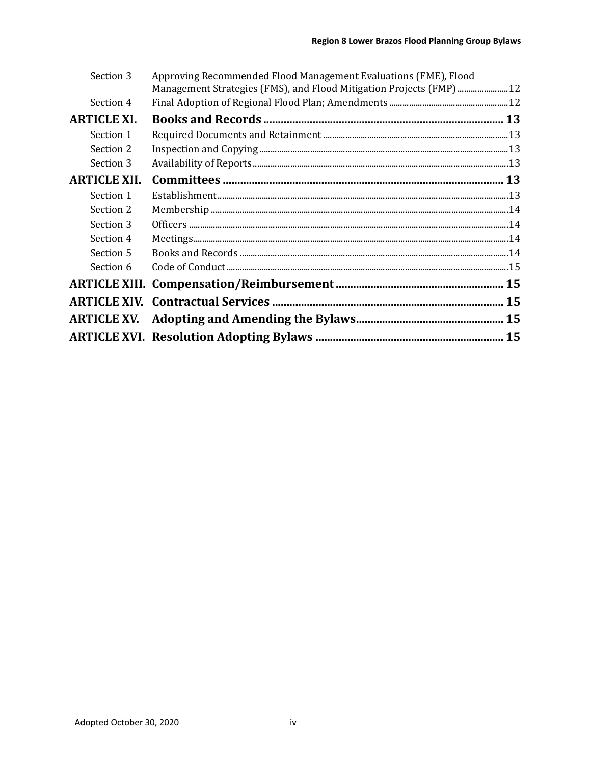| | | |
|---|---|---|
| Section 3 | Approving Recommended Flood Management Evaluations (FME), Flood Management Strategies (FMS), and Flood Mitigation Projects (FMP) | 12 |
| Section 4 | Final Adoption of Regional Flood Plan; Amendments | 12 |
| **ARTICLE XI.** | **Books and Records** | **13** |
| Section 1 | Required Documents and Retainment | 13 |
| Section 2 | Inspection and Copying | 13 |
| Section 3 | Availability of Reports | 13 |
| **ARTICLE XII.** | **Committees** | **13** |
| Section 1 | Establishment | 13 |
| Section 2 | Membership | 14 |
| Section 3 | Officers | 14 |
| Section 4 | Meetings | 14 |
| Section 5 | Books and Records | 14 |
| Section 6 | Code of Conduct | 15 |
| **ARTICLE XIII.** | **Compensation/Reimbursement** | **15** |
| **ARTICLE XIV.** | **Contractual Services** | **15** |
| **ARTICLE XV.** | **Adopting and Amending the Bylaws** | **15** |
| **ARTICLE XVI.** | **Resolution Adopting Bylaws** | **15** |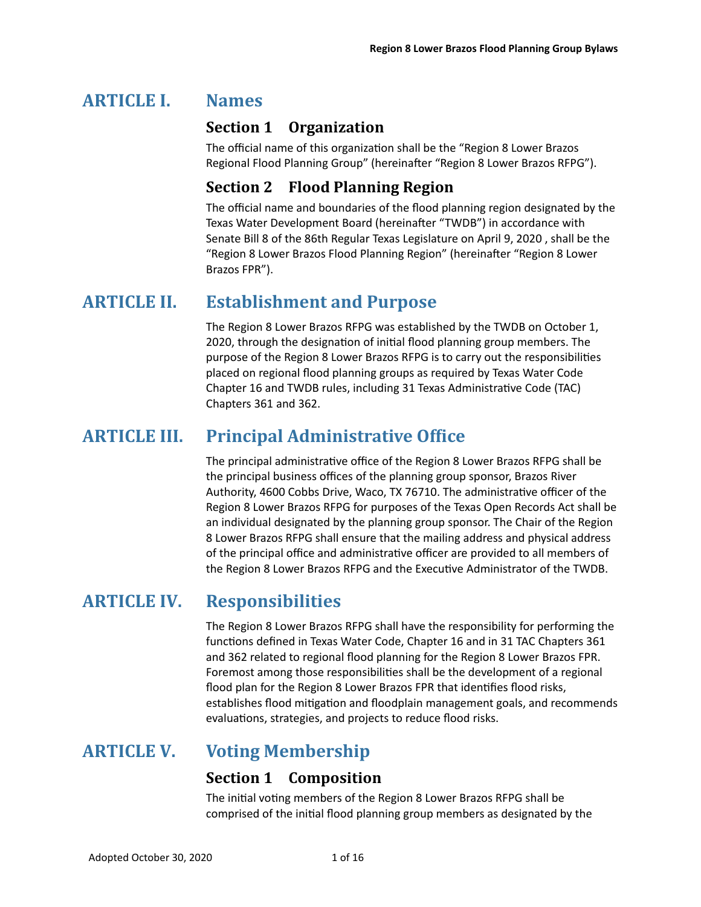# ARTICLE I. Names

## Section 1 Organization

The official name of this organization shall be the "Region 8 Lower Brazos Regional Flood Planning Group" (hereinafter "Region 8 Lower Brazos RFPG").

## Section 2 Flood Planning Region

The official name and boundaries of the flood planning region designated by the Texas Water Development Board (hereinafter "TWDB") in accordance with Senate Bill 8 of the 86th Regular Texas Legislature on April 9, 2020 , shall be the "Region 8 Lower Brazos Flood Planning Region" (hereinafter "Region 8 Lower Brazos FPR").

# ARTICLE II. Establishment and Purpose

The Region 8 Lower Brazos RFPG was established by the TWDB on October 1, 2020, through the designation of initial flood planning group members. The purpose of the Region 8 Lower Brazos RFPG is to carry out the responsibilities placed on regional flood planning groups as required by Texas Water Code Chapter 16 and TWDB rules, including 31 Texas Administrative Code (TAC) Chapters 361 and 362.

# ARTICLE III. Principal Administrative Office

The principal administrative office of the Region 8 Lower Brazos RFPG shall be the principal business offices of the planning group sponsor, Brazos River Authority, 4600 Cobbs Drive, Waco, TX 76710. The administrative officer of the Region 8 Lower Brazos RFPG for purposes of the Texas Open Records Act shall be an individual designated by the planning group sponsor. The Chair of the Region 8 Lower Brazos RFPG shall ensure that the mailing address and physical address of the principal office and administrative officer are provided to all members of the Region 8 Lower Brazos RFPG and the Executive Administrator of the TWDB.

# ARTICLE IV. Responsibilities

The Region 8 Lower Brazos RFPG shall have the responsibility for performing the functions defined in Texas Water Code, Chapter 16 and in 31 TAC Chapters 361 and 362 related to regional flood planning for the Region 8 Lower Brazos FPR. Foremost among those responsibilities shall be the development of a regional flood plan for the Region 8 Lower Brazos FPR that identifies flood risks, establishes flood mitigation and floodplain management goals, and recommends evaluations, strategies, and projects to reduce flood risks.

# ARTICLE V. Voting Membership

## Section 1 Composition

The initial voting members of the Region 8 Lower Brazos RFPG shall be comprised of the initial flood planning group members as designated by the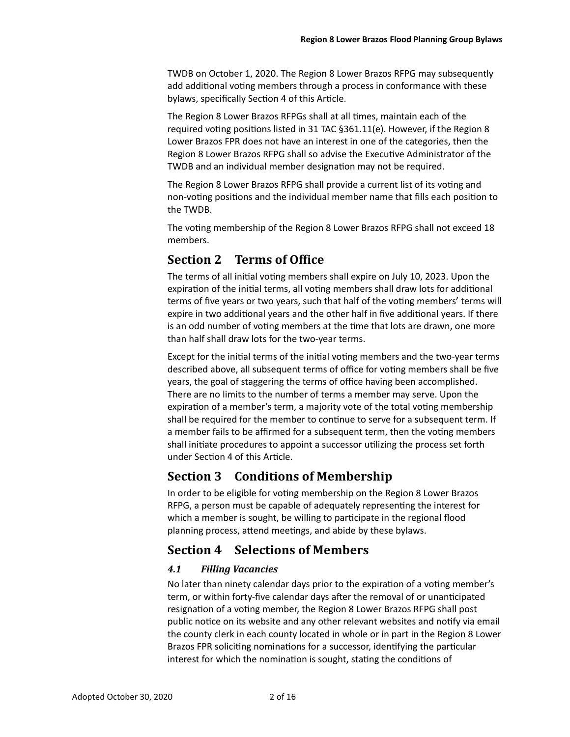TWDB on October 1, 2020. The Region 8 Lower Brazos RFPG may subsequently add additional voting members through a process in conformance with these bylaws, specifically Section 4 of this Article.

The Region 8 Lower Brazos RFPGs shall at all times, maintain each of the required voting positions listed in 31 TAC §361.11(e). However, if the Region 8 Lower Brazos FPR does not have an interest in one of the categories, then the Region 8 Lower Brazos RFPG shall so advise the Executive Administrator of the TWDB and an individual member designation may not be required.

The Region 8 Lower Brazos RFPG shall provide a current list of its voting and non-voting positions and the individual member name that fills each position to the TWDB.

The voting membership of the Region 8 Lower Brazos RFPG shall not exceed 18 members.

## Section 2 Terms of Office

The terms of all initial voting members shall expire on July 10, 2023. Upon the expiration of the initial terms, all voting members shall draw lots for additional terms of five years or two years, such that half of the voting members' terms will expire in two additional years and the other half in five additional years. If there is an odd number of voting members at the time that lots are drawn, one more than half shall draw lots for the two-year terms.

Except for the initial terms of the initial voting members and the two-year terms described above, all subsequent terms of office for voting members shall be five years, the goal of staggering the terms of office having been accomplished. There are no limits to the number of terms a member may serve. Upon the expiration of a member's term, a majority vote of the total voting membership shall be required for the member to continue to serve for a subsequent term. If a member fails to be affirmed for a subsequent term, then the voting members shall initiate procedures to appoint a successor utilizing the process set forth under Section 4 of this Article.

## Section 3 Conditions of Membership

In order to be eligible for voting membership on the Region 8 Lower Brazos RFPG, a person must be capable of adequately representing the interest for which a member is sought, be willing to participate in the regional flood planning process, attend meetings, and abide by these bylaws.

## Section 4 Selections of Members

### *4.1 Filling Vacancies*

No later than ninety calendar days prior to the expiration of a voting member's term, or within forty-five calendar days after the removal of or unanticipated resignation of a voting member, the Region 8 Lower Brazos RFPG shall post public notice on its website and any other relevant websites and notify via email the county clerk in each county located in whole or in part in the Region 8 Lower Brazos FPR soliciting nominations for a successor, identifying the particular interest for which the nomination is sought, stating the conditions of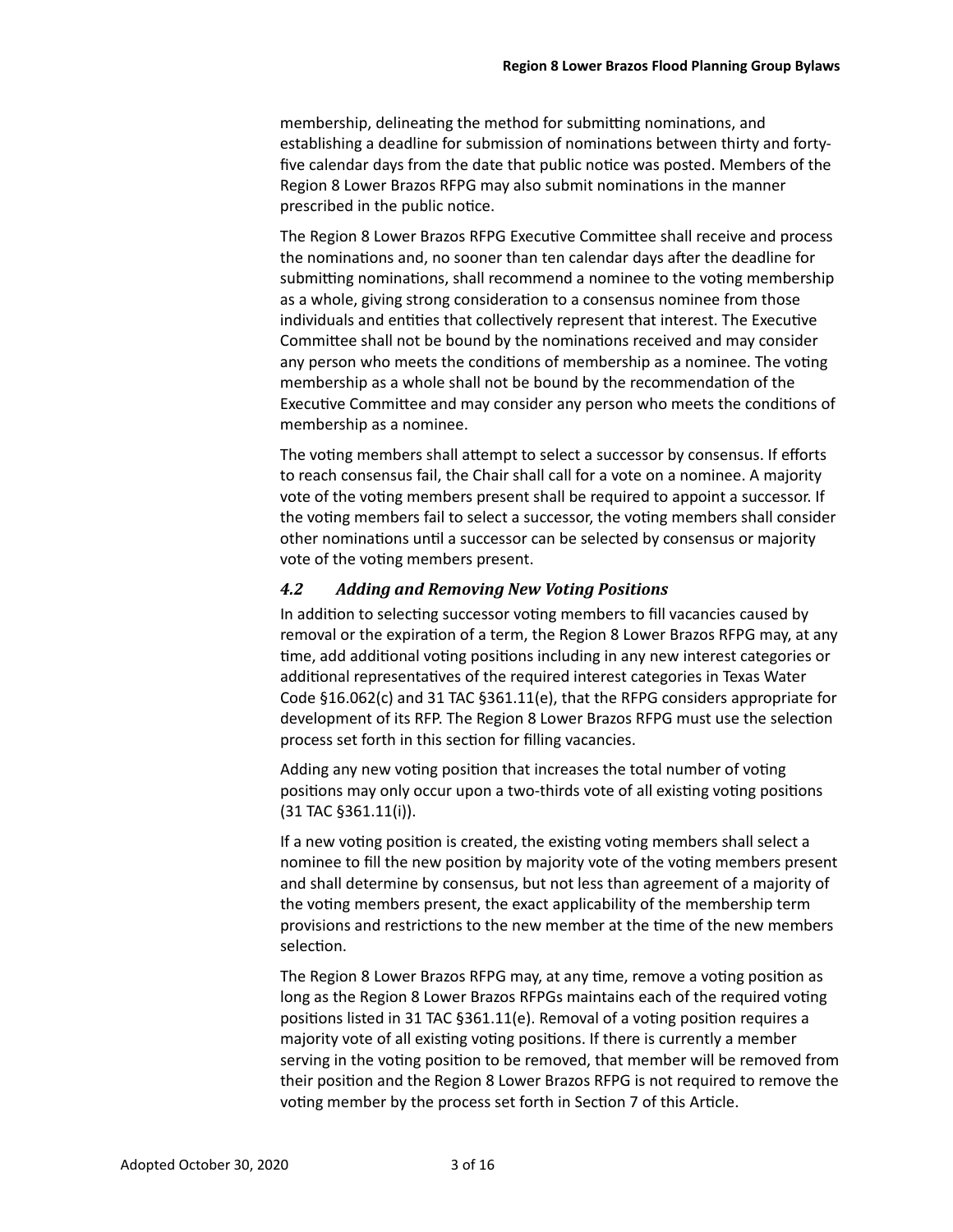membership, delineating the method for submitting nominations, and establishing a deadline for submission of nominations between thirty and forty-five calendar days from the date that public notice was posted. Members of the Region 8 Lower Brazos RFPG may also submit nominations in the manner prescribed in the public notice.

The Region 8 Lower Brazos RFPG Executive Committee shall receive and process the nominations and, no sooner than ten calendar days after the deadline for submitting nominations, shall recommend a nominee to the voting membership as a whole, giving strong consideration to a consensus nominee from those individuals and entities that collectively represent that interest. The Executive Committee shall not be bound by the nominations received and may consider any person who meets the conditions of membership as a nominee. The voting membership as a whole shall not be bound by the recommendation of the Executive Committee and may consider any person who meets the conditions of membership as a nominee.

The voting members shall attempt to select a successor by consensus. If efforts to reach consensus fail, the Chair shall call for a vote on a nominee. A majority vote of the voting members present shall be required to appoint a successor. If the voting members fail to select a successor, the voting members shall consider other nominations until a successor can be selected by consensus or majority vote of the voting members present.

### *4.2 Adding and Removing New Voting Positions*

In addition to selecting successor voting members to fill vacancies caused by removal or the expiration of a term, the Region 8 Lower Brazos RFPG may, at any time, add additional voting positions including in any new interest categories or additional representatives of the required interest categories in Texas Water Code §16.062(c) and 31 TAC §361.11(e), that the RFPG considers appropriate for development of its RFP. The Region 8 Lower Brazos RFPG must use the selection process set forth in this section for filling vacancies.

Adding any new voting position that increases the total number of voting positions may only occur upon a two-thirds vote of all existing voting positions (31 TAC §361.11(i)).

If a new voting position is created, the existing voting members shall select a nominee to fill the new position by majority vote of the voting members present and shall determine by consensus, but not less than agreement of a majority of the voting members present, the exact applicability of the membership term provisions and restrictions to the new member at the time of the new members selection.

The Region 8 Lower Brazos RFPG may, at any time, remove a voting position as long as the Region 8 Lower Brazos RFPGs maintains each of the required voting positions listed in 31 TAC §361.11(e). Removal of a voting position requires a majority vote of all existing voting positions. If there is currently a member serving in the voting position to be removed, that member will be removed from their position and the Region 8 Lower Brazos RFPG is not required to remove the voting member by the process set forth in Section 7 of this Article.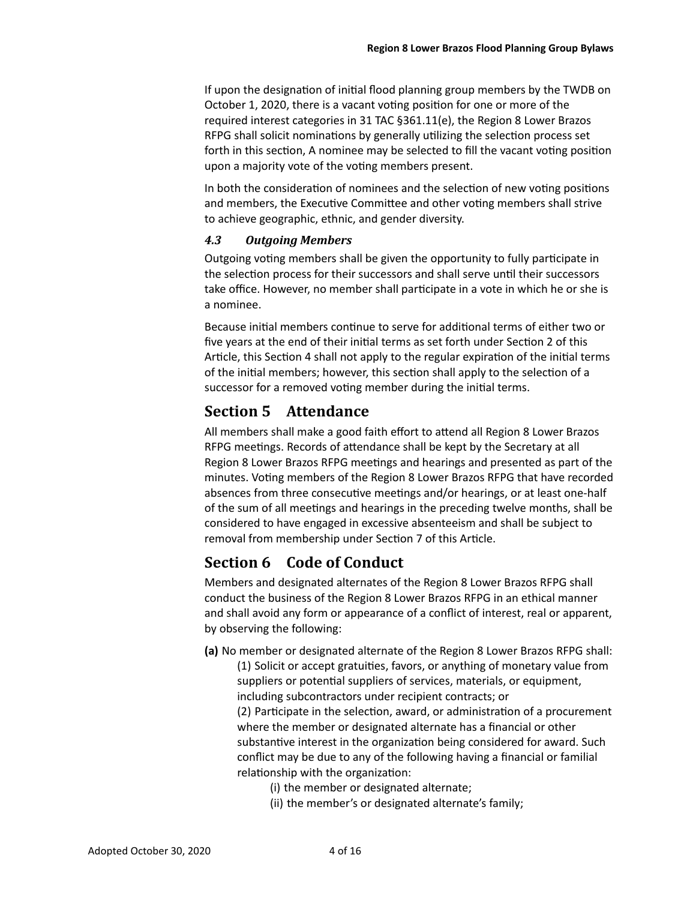If upon the designation of initial flood planning group members by the TWDB on October 1, 2020, there is a vacant voting position for one or more of the required interest categories in 31 TAC §361.11(e), the Region 8 Lower Brazos RFPG shall solicit nominations by generally utilizing the selection process set forth in this section, A nominee may be selected to fill the vacant voting position upon a majority vote of the voting members present.

In both the consideration of nominees and the selection of new voting positions and members, the Executive Committee and other voting members shall strive to achieve geographic, ethnic, and gender diversity.

### *4.3 Outgoing Members*

Outgoing voting members shall be given the opportunity to fully participate in the selection process for their successors and shall serve until their successors take office. However, no member shall participate in a vote in which he or she is a nominee.

Because initial members continue to serve for additional terms of either two or five years at the end of their initial terms as set forth under Section 2 of this Article, this Section 4 shall not apply to the regular expiration of the initial terms of the initial members; however, this section shall apply to the selection of a successor for a removed voting member during the initial terms.

## Section 5 Attendance

All members shall make a good faith effort to attend all Region 8 Lower Brazos RFPG meetings. Records of attendance shall be kept by the Secretary at all Region 8 Lower Brazos RFPG meetings and hearings and presented as part of the minutes. Voting members of the Region 8 Lower Brazos RFPG that have recorded absences from three consecutive meetings and/or hearings, or at least one-half of the sum of all meetings and hearings in the preceding twelve months, shall be considered to have engaged in excessive absenteeism and shall be subject to removal from membership under Section 7 of this Article.

## Section 6 Code of Conduct

Members and designated alternates of the Region 8 Lower Brazos RFPG shall conduct the business of the Region 8 Lower Brazos RFPG in an ethical manner and shall avoid any form or appearance of a conflict of interest, real or apparent, by observing the following:

**(a)** No member or designated alternate of the Region 8 Lower Brazos RFPG shall:

(1) Solicit or accept gratuities, favors, or anything of monetary value from suppliers or potential suppliers of services, materials, or equipment, including subcontractors under recipient contracts; or

(2) Participate in the selection, award, or administration of a procurement where the member or designated alternate has a financial or other substantive interest in the organization being considered for award. Such conflict may be due to any of the following having a financial or familial relationship with the organization:

(i) the member or designated alternate;

(ii) the member's or designated alternate's family;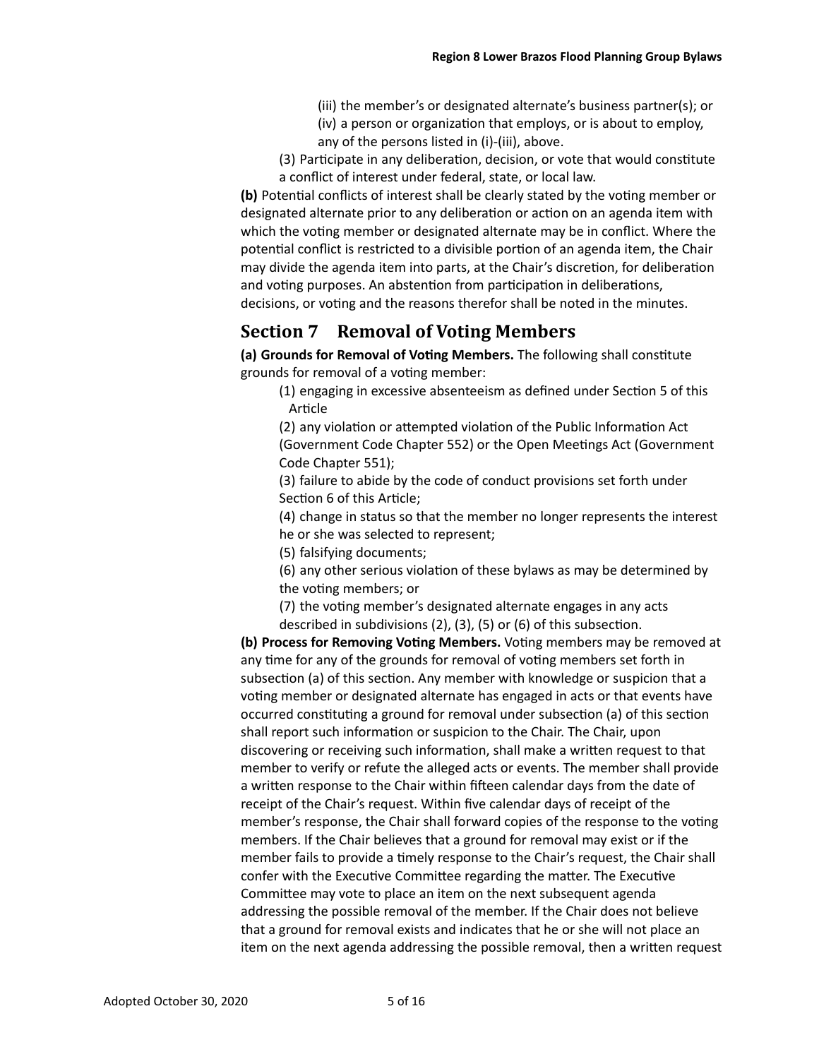(iii) the member's or designated alternate's business partner(s); or

(iv) a person or organization that employs, or is about to employ, any of the persons listed in (i)-(iii), above.

(3) Participate in any deliberation, decision, or vote that would constitute a conflict of interest under federal, state, or local law.

**(b)** Potential conflicts of interest shall be clearly stated by the voting member or designated alternate prior to any deliberation or action on an agenda item with which the voting member or designated alternate may be in conflict. Where the potential conflict is restricted to a divisible portion of an agenda item, the Chair may divide the agenda item into parts, at the Chair's discretion, for deliberation and voting purposes. An abstention from participation in deliberations, decisions, or voting and the reasons therefor shall be noted in the minutes.

## Section 7 Removal of Voting Members

**(a) Grounds for Removal of Voting Members.** The following shall constitute grounds for removal of a voting member:

(1) engaging in excessive absenteeism as defined under Section 5 of this Article

(2) any violation or attempted violation of the Public Information Act (Government Code Chapter 552) or the Open Meetings Act (Government Code Chapter 551);

(3) failure to abide by the code of conduct provisions set forth under Section 6 of this Article;

(4) change in status so that the member no longer represents the interest he or she was selected to represent;

(5) falsifying documents;

(6) any other serious violation of these bylaws as may be determined by the voting members; or

(7) the voting member's designated alternate engages in any acts described in subdivisions (2), (3), (5) or (6) of this subsection.

**(b) Process for Removing Voting Members.** Voting members may be removed at any time for any of the grounds for removal of voting members set forth in subsection (a) of this section. Any member with knowledge or suspicion that a voting member or designated alternate has engaged in acts or that events have occurred constituting a ground for removal under subsection (a) of this section shall report such information or suspicion to the Chair. The Chair, upon discovering or receiving such information, shall make a written request to that member to verify or refute the alleged acts or events. The member shall provide a written response to the Chair within fifteen calendar days from the date of receipt of the Chair's request. Within five calendar days of receipt of the member's response, the Chair shall forward copies of the response to the voting members. If the Chair believes that a ground for removal may exist or if the member fails to provide a timely response to the Chair's request, the Chair shall confer with the Executive Committee regarding the matter. The Executive Committee may vote to place an item on the next subsequent agenda addressing the possible removal of the member. If the Chair does not believe that a ground for removal exists and indicates that he or she will not place an item on the next agenda addressing the possible removal, then a written request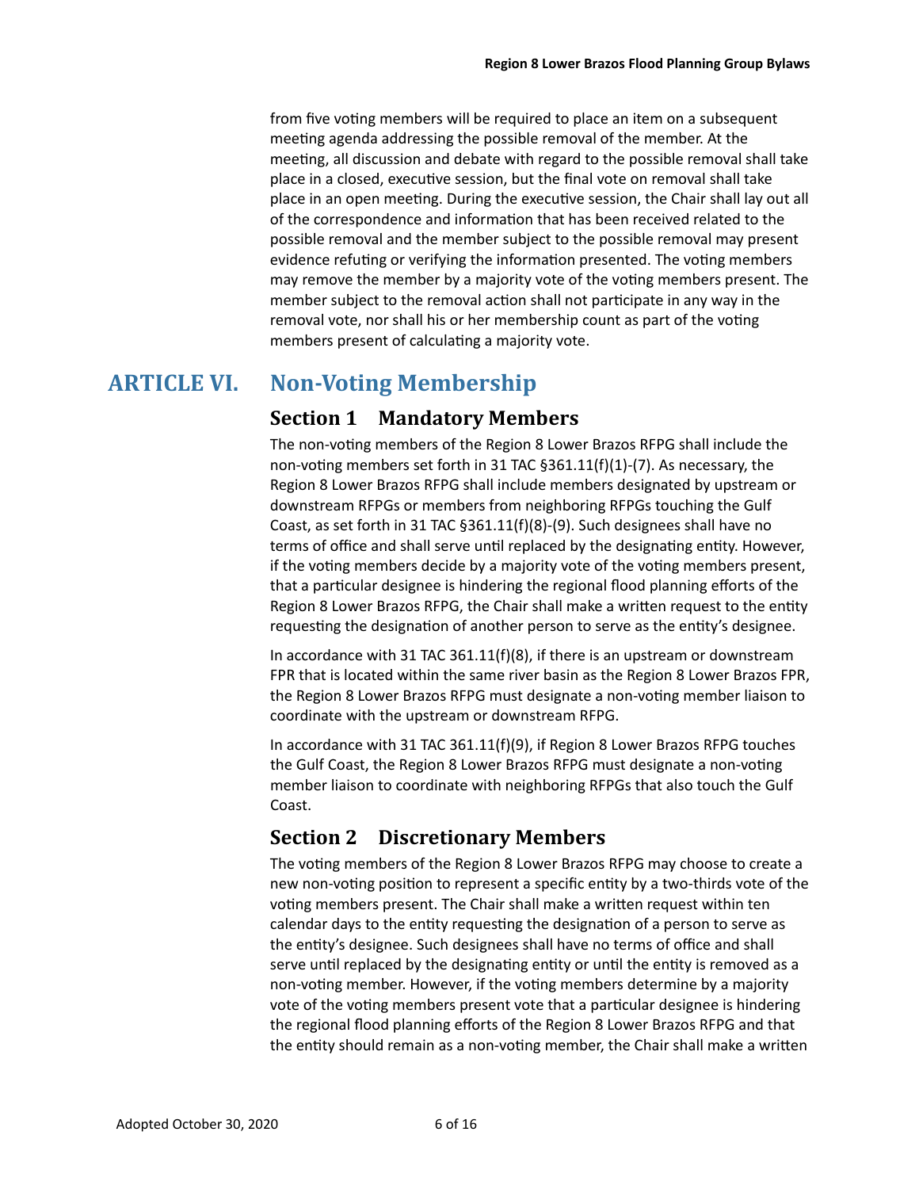from five voting members will be required to place an item on a subsequent meeting agenda addressing the possible removal of the member. At the meeting, all discussion and debate with regard to the possible removal shall take place in a closed, executive session, but the final vote on removal shall take place in an open meeting. During the executive session, the Chair shall lay out all of the correspondence and information that has been received related to the possible removal and the member subject to the possible removal may present evidence refuting or verifying the information presented. The voting members may remove the member by a majority vote of the voting members present. The member subject to the removal action shall not participate in any way in the removal vote, nor shall his or her membership count as part of the voting members present of calculating a majority vote.

# ARTICLE VI. Non-Voting Membership

## Section 1 Mandatory Members

The non-voting members of the Region 8 Lower Brazos RFPG shall include the non-voting members set forth in 31 TAC §361.11(f)(1)-(7). As necessary, the Region 8 Lower Brazos RFPG shall include members designated by upstream or downstream RFPGs or members from neighboring RFPGs touching the Gulf Coast, as set forth in 31 TAC §361.11(f)(8)-(9). Such designees shall have no terms of office and shall serve until replaced by the designating entity. However, if the voting members decide by a majority vote of the voting members present, that a particular designee is hindering the regional flood planning efforts of the Region 8 Lower Brazos RFPG, the Chair shall make a written request to the entity requesting the designation of another person to serve as the entity's designee.

In accordance with 31 TAC 361.11(f)(8), if there is an upstream or downstream FPR that is located within the same river basin as the Region 8 Lower Brazos FPR, the Region 8 Lower Brazos RFPG must designate a non-voting member liaison to coordinate with the upstream or downstream RFPG.

In accordance with 31 TAC 361.11(f)(9), if Region 8 Lower Brazos RFPG touches the Gulf Coast, the Region 8 Lower Brazos RFPG must designate a non-voting member liaison to coordinate with neighboring RFPGs that also touch the Gulf Coast.

## Section 2 Discretionary Members

The voting members of the Region 8 Lower Brazos RFPG may choose to create a new non-voting position to represent a specific entity by a two-thirds vote of the voting members present. The Chair shall make a written request within ten calendar days to the entity requesting the designation of a person to serve as the entity's designee. Such designees shall have no terms of office and shall serve until replaced by the designating entity or until the entity is removed as a non-voting member. However, if the voting members determine by a majority vote of the voting members present vote that a particular designee is hindering the regional flood planning efforts of the Region 8 Lower Brazos RFPG and that the entity should remain as a non-voting member, the Chair shall make a written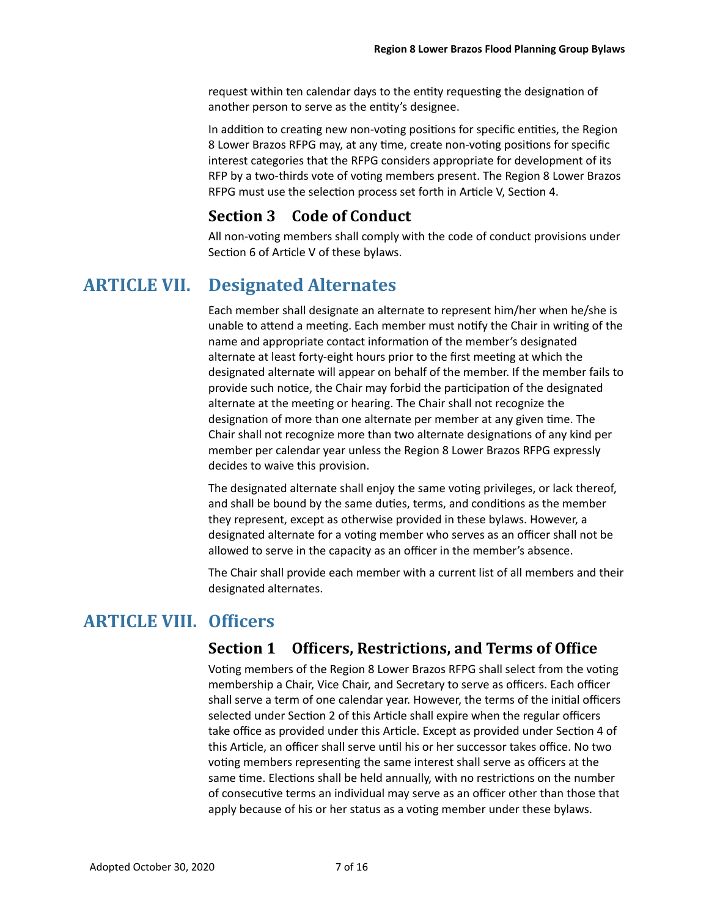request within ten calendar days to the entity requesting the designation of another person to serve as the entity's designee.

In addition to creating new non-voting positions for specific entities, the Region 8 Lower Brazos RFPG may, at any time, create non-voting positions for specific interest categories that the RFPG considers appropriate for development of its RFP by a two-thirds vote of voting members present. The Region 8 Lower Brazos RFPG must use the selection process set forth in Article V, Section 4.

### Section 3 Code of Conduct

All non-voting members shall comply with the code of conduct provisions under Section 6 of Article V of these bylaws.

## ARTICLE VII. Designated Alternates

Each member shall designate an alternate to represent him/her when he/she is unable to attend a meeting. Each member must notify the Chair in writing of the name and appropriate contact information of the member's designated alternate at least forty-eight hours prior to the first meeting at which the designated alternate will appear on behalf of the member. If the member fails to provide such notice, the Chair may forbid the participation of the designated alternate at the meeting or hearing. The Chair shall not recognize the designation of more than one alternate per member at any given time. The Chair shall not recognize more than two alternate designations of any kind per member per calendar year unless the Region 8 Lower Brazos RFPG expressly decides to waive this provision.

The designated alternate shall enjoy the same voting privileges, or lack thereof, and shall be bound by the same duties, terms, and conditions as the member they represent, except as otherwise provided in these bylaws. However, a designated alternate for a voting member who serves as an officer shall not be allowed to serve in the capacity as an officer in the member's absence.

The Chair shall provide each member with a current list of all members and their designated alternates.

## ARTICLE VIII. Officers

### Section 1 Officers, Restrictions, and Terms of Office

Voting members of the Region 8 Lower Brazos RFPG shall select from the voting membership a Chair, Vice Chair, and Secretary to serve as officers. Each officer shall serve a term of one calendar year. However, the terms of the initial officers selected under Section 2 of this Article shall expire when the regular officers take office as provided under this Article. Except as provided under Section 4 of this Article, an officer shall serve until his or her successor takes office. No two voting members representing the same interest shall serve as officers at the same time. Elections shall be held annually, with no restrictions on the number of consecutive terms an individual may serve as an officer other than those that apply because of his or her status as a voting member under these bylaws.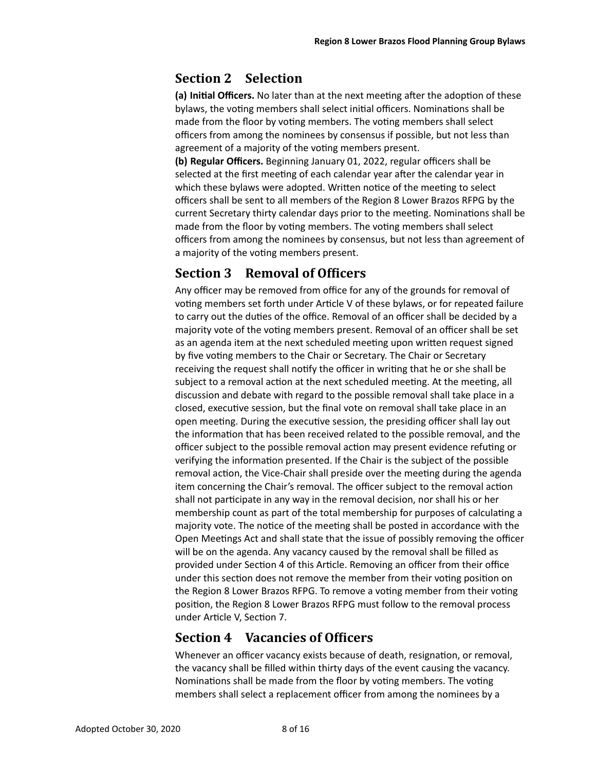## Section 2 Selection

**(a) Initial Officers.** No later than at the next meeting after the adoption of these bylaws, the voting members shall select initial officers. Nominations shall be made from the floor by voting members. The voting members shall select officers from among the nominees by consensus if possible, but not less than agreement of a majority of the voting members present.

**(b) Regular Officers.** Beginning January 01, 2022, regular officers shall be selected at the first meeting of each calendar year after the calendar year in which these bylaws were adopted. Written notice of the meeting to select officers shall be sent to all members of the Region 8 Lower Brazos RFPG by the current Secretary thirty calendar days prior to the meeting. Nominations shall be made from the floor by voting members. The voting members shall select officers from among the nominees by consensus, but not less than agreement of a majority of the voting members present.

## Section 3 Removal of Officers

Any officer may be removed from office for any of the grounds for removal of voting members set forth under Article V of these bylaws, or for repeated failure to carry out the duties of the office. Removal of an officer shall be decided by a majority vote of the voting members present. Removal of an officer shall be set as an agenda item at the next scheduled meeting upon written request signed by five voting members to the Chair or Secretary. The Chair or Secretary receiving the request shall notify the officer in writing that he or she shall be subject to a removal action at the next scheduled meeting. At the meeting, all discussion and debate with regard to the possible removal shall take place in a closed, executive session, but the final vote on removal shall take place in an open meeting. During the executive session, the presiding officer shall lay out the information that has been received related to the possible removal, and the officer subject to the possible removal action may present evidence refuting or verifying the information presented. If the Chair is the subject of the possible removal action, the Vice-Chair shall preside over the meeting during the agenda item concerning the Chair's removal. The officer subject to the removal action shall not participate in any way in the removal decision, nor shall his or her membership count as part of the total membership for purposes of calculating a majority vote. The notice of the meeting shall be posted in accordance with the Open Meetings Act and shall state that the issue of possibly removing the officer will be on the agenda. Any vacancy caused by the removal shall be filled as provided under Section 4 of this Article. Removing an officer from their office under this section does not remove the member from their voting position on the Region 8 Lower Brazos RFPG. To remove a voting member from their voting position, the Region 8 Lower Brazos RFPG must follow to the removal process under Article V, Section 7.

## Section 4 Vacancies of Officers

Whenever an officer vacancy exists because of death, resignation, or removal, the vacancy shall be filled within thirty days of the event causing the vacancy. Nominations shall be made from the floor by voting members. The voting members shall select a replacement officer from among the nominees by a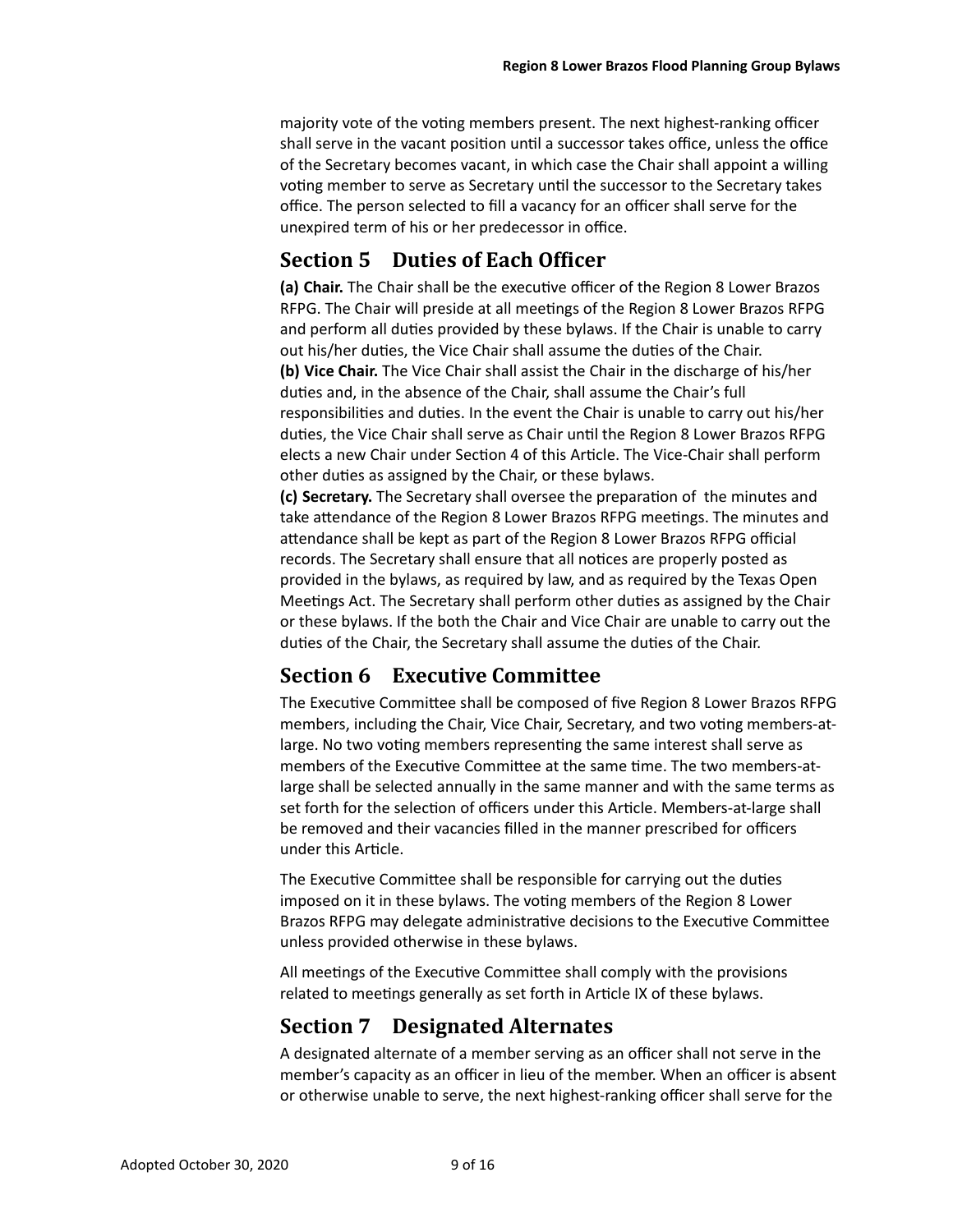majority vote of the voting members present. The next highest-ranking officer shall serve in the vacant position until a successor takes office, unless the office of the Secretary becomes vacant, in which case the Chair shall appoint a willing voting member to serve as Secretary until the successor to the Secretary takes office. The person selected to fill a vacancy for an officer shall serve for the unexpired term of his or her predecessor in office.

## Section 5 Duties of Each Officer

**(a) Chair.** The Chair shall be the executive officer of the Region 8 Lower Brazos RFPG. The Chair will preside at all meetings of the Region 8 Lower Brazos RFPG and perform all duties provided by these bylaws. If the Chair is unable to carry out his/her duties, the Vice Chair shall assume the duties of the Chair.

**(b) Vice Chair.** The Vice Chair shall assist the Chair in the discharge of his/her duties and, in the absence of the Chair, shall assume the Chair's full responsibilities and duties. In the event the Chair is unable to carry out his/her duties, the Vice Chair shall serve as Chair until the Region 8 Lower Brazos RFPG elects a new Chair under Section 4 of this Article. The Vice-Chair shall perform other duties as assigned by the Chair, or these bylaws.

**(c) Secretary.** The Secretary shall oversee the preparation of the minutes and take attendance of the Region 8 Lower Brazos RFPG meetings. The minutes and attendance shall be kept as part of the Region 8 Lower Brazos RFPG official records. The Secretary shall ensure that all notices are properly posted as provided in the bylaws, as required by law, and as required by the Texas Open Meetings Act. The Secretary shall perform other duties as assigned by the Chair or these bylaws. If the both the Chair and Vice Chair are unable to carry out the duties of the Chair, the Secretary shall assume the duties of the Chair.

## Section 6 Executive Committee

The Executive Committee shall be composed of five Region 8 Lower Brazos RFPG members, including the Chair, Vice Chair, Secretary, and two voting members-at-large. No two voting members representing the same interest shall serve as members of the Executive Committee at the same time. The two members-at-large shall be selected annually in the same manner and with the same terms as set forth for the selection of officers under this Article. Members-at-large shall be removed and their vacancies filled in the manner prescribed for officers under this Article.

The Executive Committee shall be responsible for carrying out the duties imposed on it in these bylaws. The voting members of the Region 8 Lower Brazos RFPG may delegate administrative decisions to the Executive Committee unless provided otherwise in these bylaws.

All meetings of the Executive Committee shall comply with the provisions related to meetings generally as set forth in Article IX of these bylaws.

## Section 7 Designated Alternates

A designated alternate of a member serving as an officer shall not serve in the member's capacity as an officer in lieu of the member. When an officer is absent or otherwise unable to serve, the next highest-ranking officer shall serve for the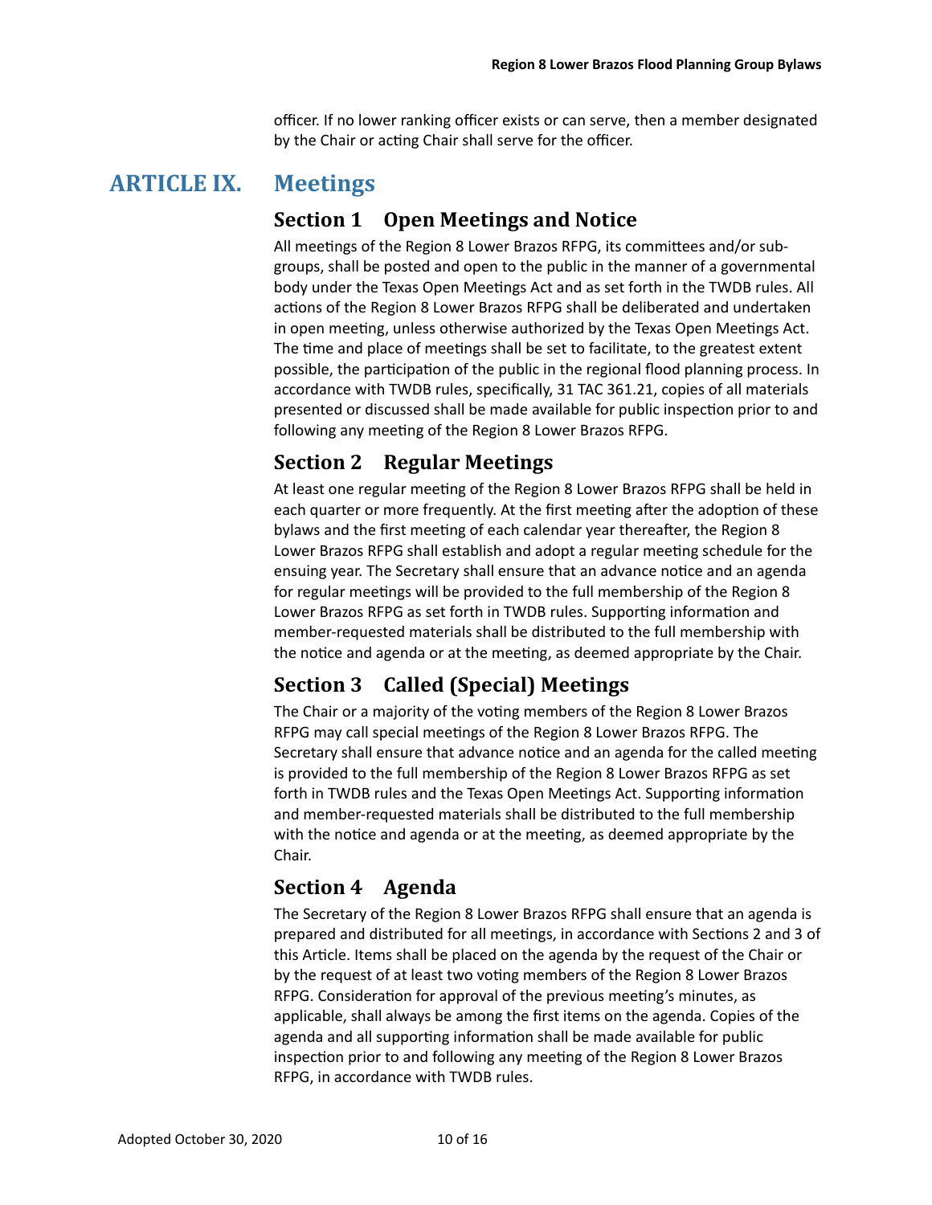officer. If no lower ranking officer exists or can serve, then a member designated by the Chair or acting Chair shall serve for the officer.

# ARTICLE IX. Meetings

## Section 1 Open Meetings and Notice

All meetings of the Region 8 Lower Brazos RFPG, its committees and/or sub-groups, shall be posted and open to the public in the manner of a governmental body under the Texas Open Meetings Act and as set forth in the TWDB rules. All actions of the Region 8 Lower Brazos RFPG shall be deliberated and undertaken in open meeting, unless otherwise authorized by the Texas Open Meetings Act. The time and place of meetings shall be set to facilitate, to the greatest extent possible, the participation of the public in the regional flood planning process. In accordance with TWDB rules, specifically, 31 TAC 361.21, copies of all materials presented or discussed shall be made available for public inspection prior to and following any meeting of the Region 8 Lower Brazos RFPG.

## Section 2 Regular Meetings

At least one regular meeting of the Region 8 Lower Brazos RFPG shall be held in each quarter or more frequently. At the first meeting after the adoption of these bylaws and the first meeting of each calendar year thereafter, the Region 8 Lower Brazos RFPG shall establish and adopt a regular meeting schedule for the ensuing year. The Secretary shall ensure that an advance notice and an agenda for regular meetings will be provided to the full membership of the Region 8 Lower Brazos RFPG as set forth in TWDB rules. Supporting information and member-requested materials shall be distributed to the full membership with the notice and agenda or at the meeting, as deemed appropriate by the Chair.

## Section 3 Called (Special) Meetings

The Chair or a majority of the voting members of the Region 8 Lower Brazos RFPG may call special meetings of the Region 8 Lower Brazos RFPG. The Secretary shall ensure that advance notice and an agenda for the called meeting is provided to the full membership of the Region 8 Lower Brazos RFPG as set forth in TWDB rules and the Texas Open Meetings Act. Supporting information and member-requested materials shall be distributed to the full membership with the notice and agenda or at the meeting, as deemed appropriate by the Chair.

## Section 4 Agenda

The Secretary of the Region 8 Lower Brazos RFPG shall ensure that an agenda is prepared and distributed for all meetings, in accordance with Sections 2 and 3 of this Article. Items shall be placed on the agenda by the request of the Chair or by the request of at least two voting members of the Region 8 Lower Brazos RFPG. Consideration for approval of the previous meeting's minutes, as applicable, shall always be among the first items on the agenda. Copies of the agenda and all supporting information shall be made available for public inspection prior to and following any meeting of the Region 8 Lower Brazos RFPG, in accordance with TWDB rules.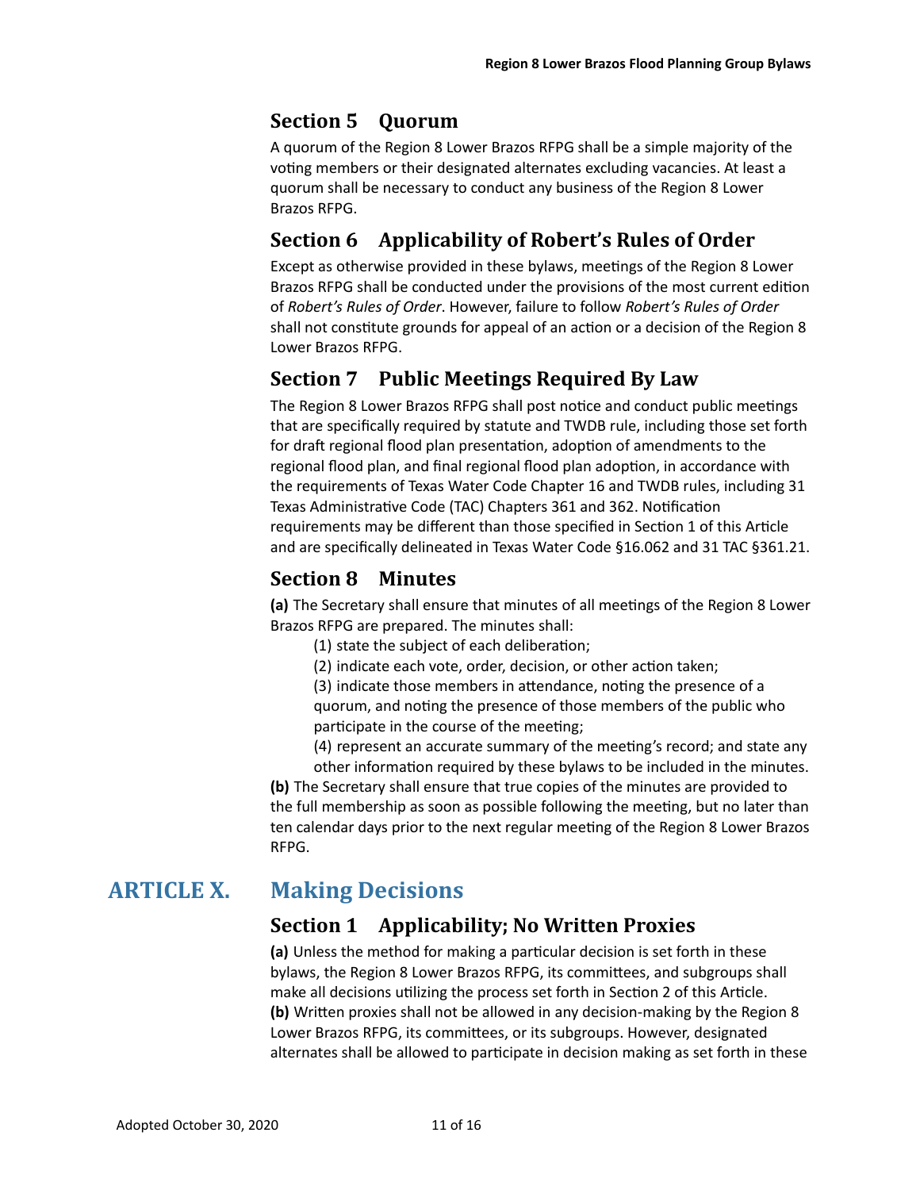### Section 5 Quorum

A quorum of the Region 8 Lower Brazos RFPG shall be a simple majority of the voting members or their designated alternates excluding vacancies. At least a quorum shall be necessary to conduct any business of the Region 8 Lower Brazos RFPG.

### Section 6 Applicability of Robert's Rules of Order

Except as otherwise provided in these bylaws, meetings of the Region 8 Lower Brazos RFPG shall be conducted under the provisions of the most current edition of *Robert's Rules of Order*. However, failure to follow *Robert's Rules of Order* shall not constitute grounds for appeal of an action or a decision of the Region 8 Lower Brazos RFPG.

### Section 7 Public Meetings Required By Law

The Region 8 Lower Brazos RFPG shall post notice and conduct public meetings that are specifically required by statute and TWDB rule, including those set forth for draft regional flood plan presentation, adoption of amendments to the regional flood plan, and final regional flood plan adoption, in accordance with the requirements of Texas Water Code Chapter 16 and TWDB rules, including 31 Texas Administrative Code (TAC) Chapters 361 and 362. Notification requirements may be different than those specified in Section 1 of this Article and are specifically delineated in Texas Water Code §16.062 and 31 TAC §361.21.

### Section 8 Minutes

**(a)** The Secretary shall ensure that minutes of all meetings of the Region 8 Lower Brazos RFPG are prepared. The minutes shall:

(1) state the subject of each deliberation;

(2) indicate each vote, order, decision, or other action taken;

(3) indicate those members in attendance, noting the presence of a quorum, and noting the presence of those members of the public who participate in the course of the meeting;

(4) represent an accurate summary of the meeting's record; and state any other information required by these bylaws to be included in the minutes.

**(b)** The Secretary shall ensure that true copies of the minutes are provided to the full membership as soon as possible following the meeting, but no later than ten calendar days prior to the next regular meeting of the Region 8 Lower Brazos RFPG.

## ARTICLE X. Making Decisions

### Section 1 Applicability; No Written Proxies

**(a)** Unless the method for making a particular decision is set forth in these bylaws, the Region 8 Lower Brazos RFPG, its committees, and subgroups shall make all decisions utilizing the process set forth in Section 2 of this Article.

**(b)** Written proxies shall not be allowed in any decision-making by the Region 8 Lower Brazos RFPG, its committees, or its subgroups. However, designated alternates shall be allowed to participate in decision making as set forth in these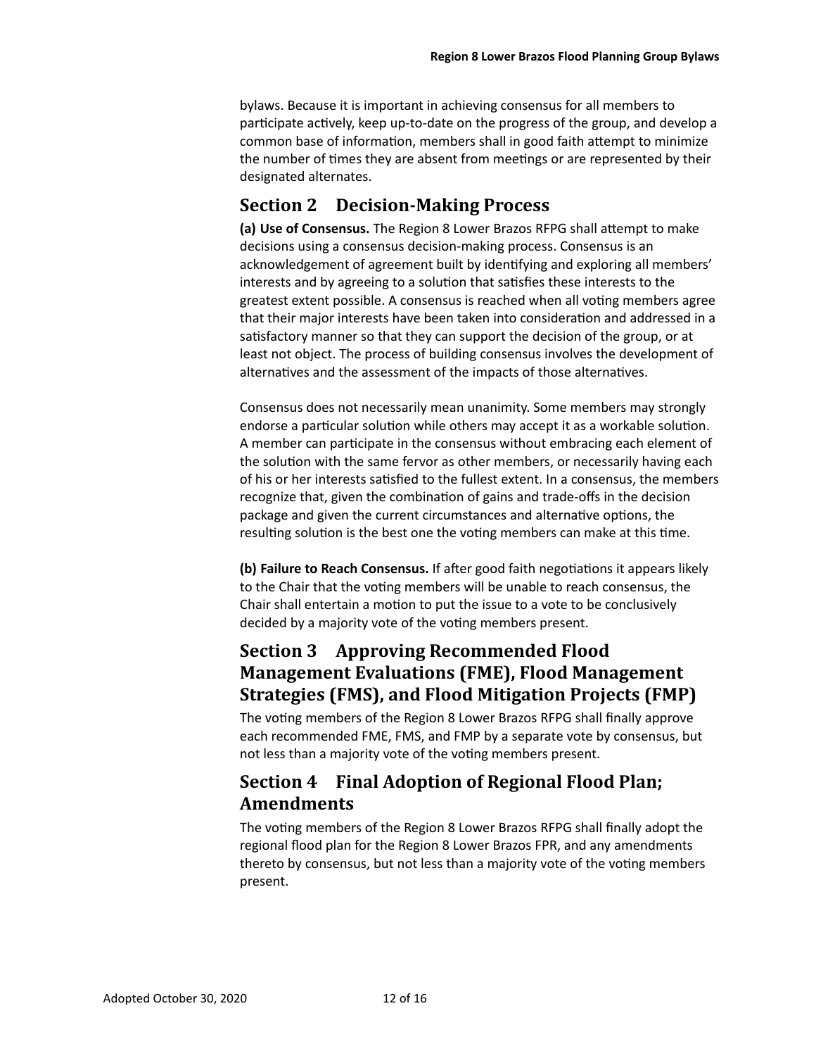bylaws. Because it is important in achieving consensus for all members to participate actively, keep up-to-date on the progress of the group, and develop a common base of information, members shall in good faith attempt to minimize the number of times they are absent from meetings or are represented by their designated alternates.

## Section 2 Decision-Making Process

**(a) Use of Consensus.** The Region 8 Lower Brazos RFPG shall attempt to make decisions using a consensus decision-making process. Consensus is an acknowledgement of agreement built by identifying and exploring all members' interests and by agreeing to a solution that satisfies these interests to the greatest extent possible. A consensus is reached when all voting members agree that their major interests have been taken into consideration and addressed in a satisfactory manner so that they can support the decision of the group, or at least not object. The process of building consensus involves the development of alternatives and the assessment of the impacts of those alternatives.

Consensus does not necessarily mean unanimity. Some members may strongly endorse a particular solution while others may accept it as a workable solution. A member can participate in the consensus without embracing each element of the solution with the same fervor as other members, or necessarily having each of his or her interests satisfied to the fullest extent. In a consensus, the members recognize that, given the combination of gains and trade-offs in the decision package and given the current circumstances and alternative options, the resulting solution is the best one the voting members can make at this time.

**(b) Failure to Reach Consensus.** If after good faith negotiations it appears likely to the Chair that the voting members will be unable to reach consensus, the Chair shall entertain a motion to put the issue to a vote to be conclusively decided by a majority vote of the voting members present.

## Section 3 Approving Recommended Flood Management Evaluations (FME), Flood Management Strategies (FMS), and Flood Mitigation Projects (FMP)

The voting members of the Region 8 Lower Brazos RFPG shall finally approve each recommended FME, FMS, and FMP by a separate vote by consensus, but not less than a majority vote of the voting members present.

## Section 4 Final Adoption of Regional Flood Plan; Amendments

The voting members of the Region 8 Lower Brazos RFPG shall finally adopt the regional flood plan for the Region 8 Lower Brazos FPR, and any amendments thereto by consensus, but not less than a majority vote of the voting members present.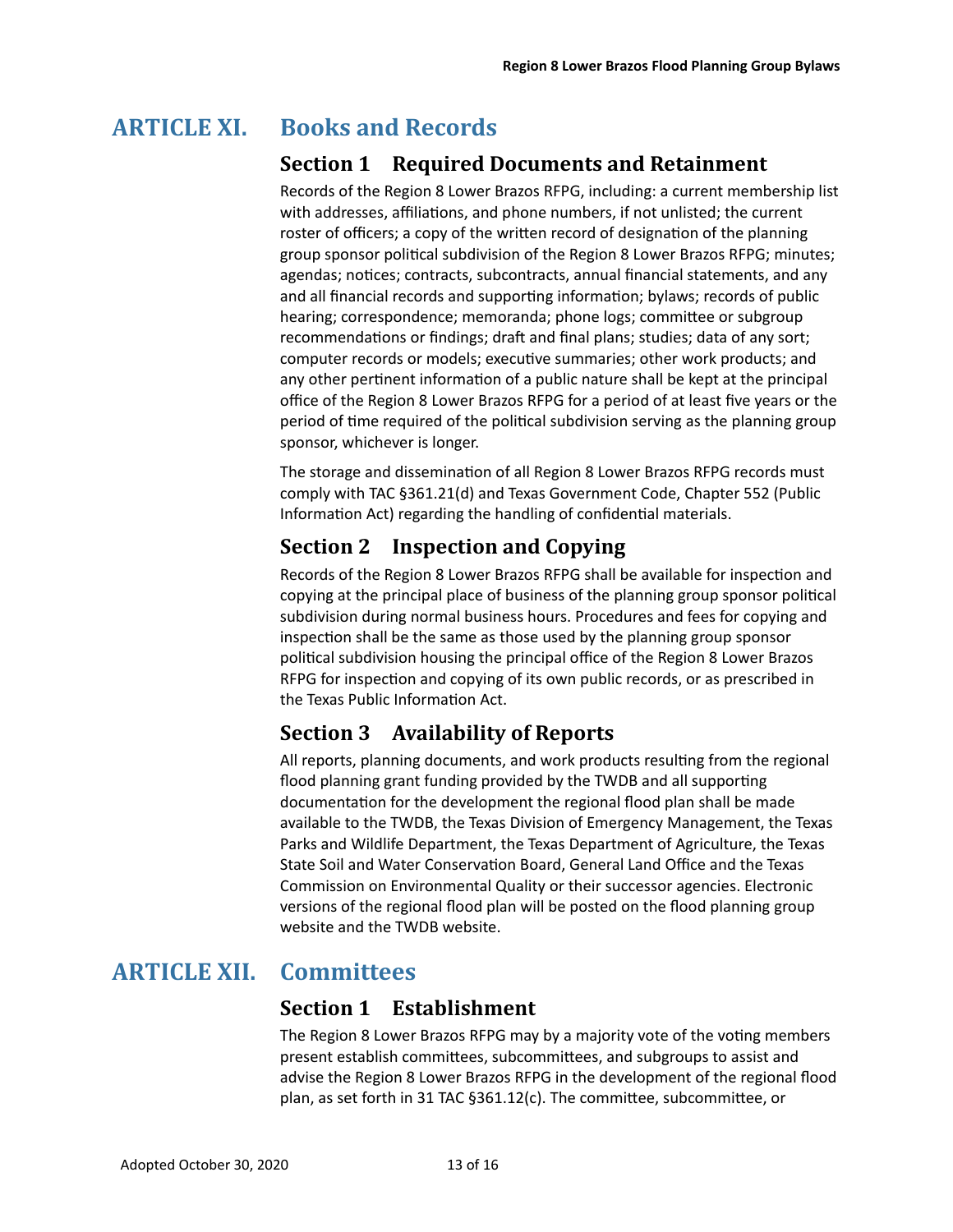# ARTICLE XI. Books and Records

## Section 1 Required Documents and Retainment

Records of the Region 8 Lower Brazos RFPG, including: a current membership list with addresses, affiliations, and phone numbers, if not unlisted; the current roster of officers; a copy of the written record of designation of the planning group sponsor political subdivision of the Region 8 Lower Brazos RFPG; minutes; agendas; notices; contracts, subcontracts, annual financial statements, and any and all financial records and supporting information; bylaws; records of public hearing; correspondence; memoranda; phone logs; committee or subgroup recommendations or findings; draft and final plans; studies; data of any sort; computer records or models; executive summaries; other work products; and any other pertinent information of a public nature shall be kept at the principal office of the Region 8 Lower Brazos RFPG for a period of at least five years or the period of time required of the political subdivision serving as the planning group sponsor, whichever is longer.

The storage and dissemination of all Region 8 Lower Brazos RFPG records must comply with TAC §361.21(d) and Texas Government Code, Chapter 552 (Public Information Act) regarding the handling of confidential materials.

## Section 2 Inspection and Copying

Records of the Region 8 Lower Brazos RFPG shall be available for inspection and copying at the principal place of business of the planning group sponsor political subdivision during normal business hours. Procedures and fees for copying and inspection shall be the same as those used by the planning group sponsor political subdivision housing the principal office of the Region 8 Lower Brazos RFPG for inspection and copying of its own public records, or as prescribed in the Texas Public Information Act.

## Section 3 Availability of Reports

All reports, planning documents, and work products resulting from the regional flood planning grant funding provided by the TWDB and all supporting documentation for the development the regional flood plan shall be made available to the TWDB, the Texas Division of Emergency Management, the Texas Parks and Wildlife Department, the Texas Department of Agriculture, the Texas State Soil and Water Conservation Board, General Land Office and the Texas Commission on Environmental Quality or their successor agencies. Electronic versions of the regional flood plan will be posted on the flood planning group website and the TWDB website.

# ARTICLE XII. Committees

## Section 1 Establishment

The Region 8 Lower Brazos RFPG may by a majority vote of the voting members present establish committees, subcommittees, and subgroups to assist and advise the Region 8 Lower Brazos RFPG in the development of the regional flood plan, as set forth in 31 TAC §361.12(c). The committee, subcommittee, or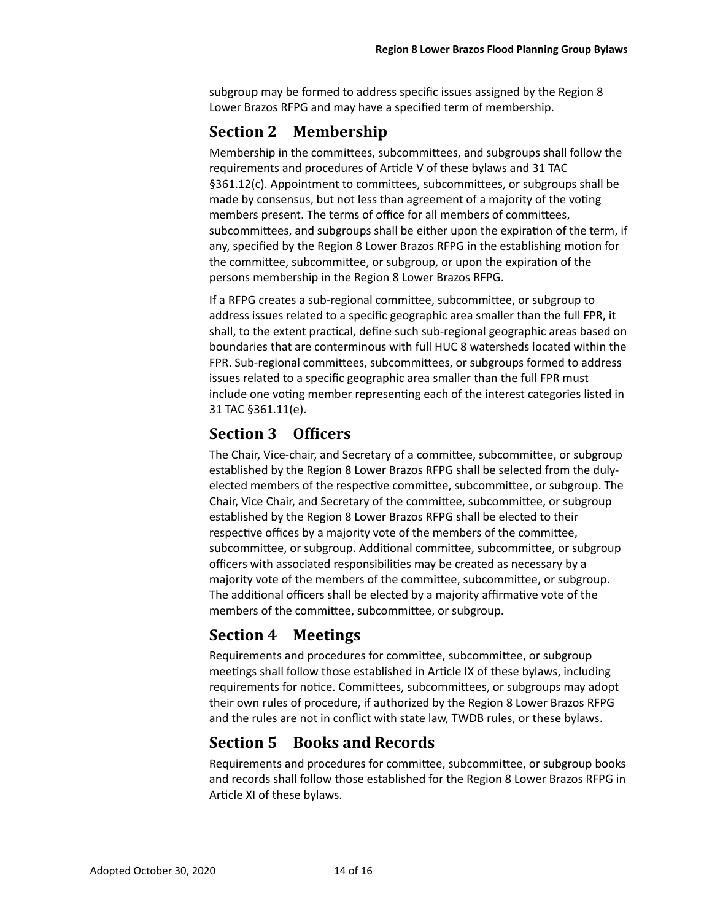subgroup may be formed to address specific issues assigned by the Region 8 Lower Brazos RFPG and may have a specified term of membership.

## Section 2 Membership

Membership in the committees, subcommittees, and subgroups shall follow the requirements and procedures of Article V of these bylaws and 31 TAC §361.12(c). Appointment to committees, subcommittees, or subgroups shall be made by consensus, but not less than agreement of a majority of the voting members present. The terms of office for all members of committees, subcommittees, and subgroups shall be either upon the expiration of the term, if any, specified by the Region 8 Lower Brazos RFPG in the establishing motion for the committee, subcommittee, or subgroup, or upon the expiration of the persons membership in the Region 8 Lower Brazos RFPG.

If a RFPG creates a sub-regional committee, subcommittee, or subgroup to address issues related to a specific geographic area smaller than the full FPR, it shall, to the extent practical, define such sub-regional geographic areas based on boundaries that are conterminous with full HUC 8 watersheds located within the FPR. Sub-regional committees, subcommittees, or subgroups formed to address issues related to a specific geographic area smaller than the full FPR must include one voting member representing each of the interest categories listed in 31 TAC §361.11(e).

## Section 3 Officers

The Chair, Vice-chair, and Secretary of a committee, subcommittee, or subgroup established by the Region 8 Lower Brazos RFPG shall be selected from the duly-elected members of the respective committee, subcommittee, or subgroup. The Chair, Vice Chair, and Secretary of the committee, subcommittee, or subgroup established by the Region 8 Lower Brazos RFPG shall be elected to their respective offices by a majority vote of the members of the committee, subcommittee, or subgroup. Additional committee, subcommittee, or subgroup officers with associated responsibilities may be created as necessary by a majority vote of the members of the committee, subcommittee, or subgroup. The additional officers shall be elected by a majority affirmative vote of the members of the committee, subcommittee, or subgroup.

## Section 4 Meetings

Requirements and procedures for committee, subcommittee, or subgroup meetings shall follow those established in Article IX of these bylaws, including requirements for notice. Committees, subcommittees, or subgroups may adopt their own rules of procedure, if authorized by the Region 8 Lower Brazos RFPG and the rules are not in conflict with state law, TWDB rules, or these bylaws.

## Section 5 Books and Records

Requirements and procedures for committee, subcommittee, or subgroup books and records shall follow those established for the Region 8 Lower Brazos RFPG in Article XI of these bylaws.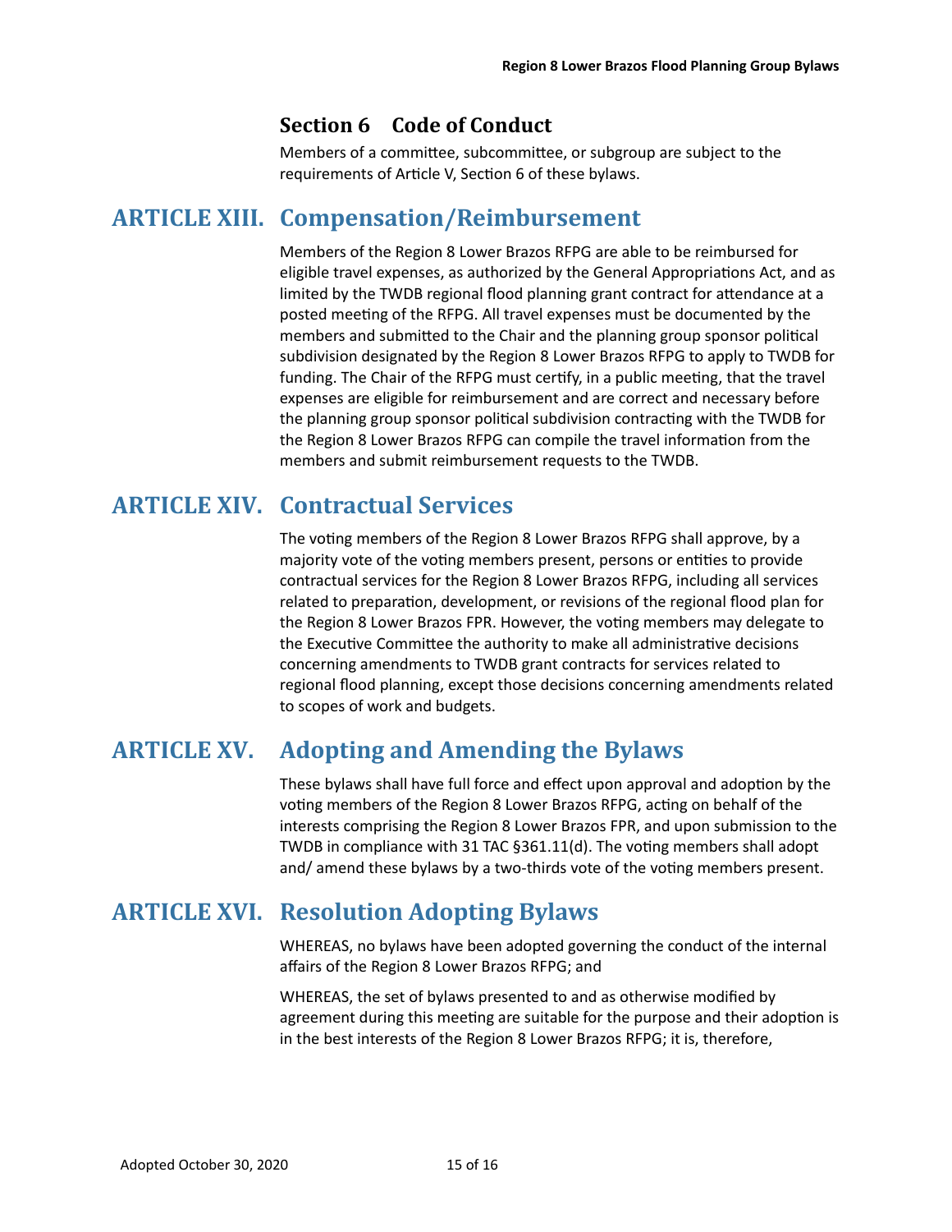### Section 6 Code of Conduct

Members of a committee, subcommittee, or subgroup are subject to the requirements of Article V, Section 6 of these bylaws.

## ARTICLE XIII. Compensation/Reimbursement

Members of the Region 8 Lower Brazos RFPG are able to be reimbursed for eligible travel expenses, as authorized by the General Appropriations Act, and as limited by the TWDB regional flood planning grant contract for attendance at a posted meeting of the RFPG. All travel expenses must be documented by the members and submitted to the Chair and the planning group sponsor political subdivision designated by the Region 8 Lower Brazos RFPG to apply to TWDB for funding. The Chair of the RFPG must certify, in a public meeting, that the travel expenses are eligible for reimbursement and are correct and necessary before the planning group sponsor political subdivision contracting with the TWDB for the Region 8 Lower Brazos RFPG can compile the travel information from the members and submit reimbursement requests to the TWDB.

## ARTICLE XIV. Contractual Services

The voting members of the Region 8 Lower Brazos RFPG shall approve, by a majority vote of the voting members present, persons or entities to provide contractual services for the Region 8 Lower Brazos RFPG, including all services related to preparation, development, or revisions of the regional flood plan for the Region 8 Lower Brazos FPR. However, the voting members may delegate to the Executive Committee the authority to make all administrative decisions concerning amendments to TWDB grant contracts for services related to regional flood planning, except those decisions concerning amendments related to scopes of work and budgets.

## ARTICLE XV. Adopting and Amending the Bylaws

These bylaws shall have full force and effect upon approval and adoption by the voting members of the Region 8 Lower Brazos RFPG, acting on behalf of the interests comprising the Region 8 Lower Brazos FPR, and upon submission to the TWDB in compliance with 31 TAC §361.11(d). The voting members shall adopt and/ amend these bylaws by a two-thirds vote of the voting members present.

## ARTICLE XVI. Resolution Adopting Bylaws

WHEREAS, no bylaws have been adopted governing the conduct of the internal affairs of the Region 8 Lower Brazos RFPG; and

WHEREAS, the set of bylaws presented to and as otherwise modified by agreement during this meeting are suitable for the purpose and their adoption is in the best interests of the Region 8 Lower Brazos RFPG; it is, therefore,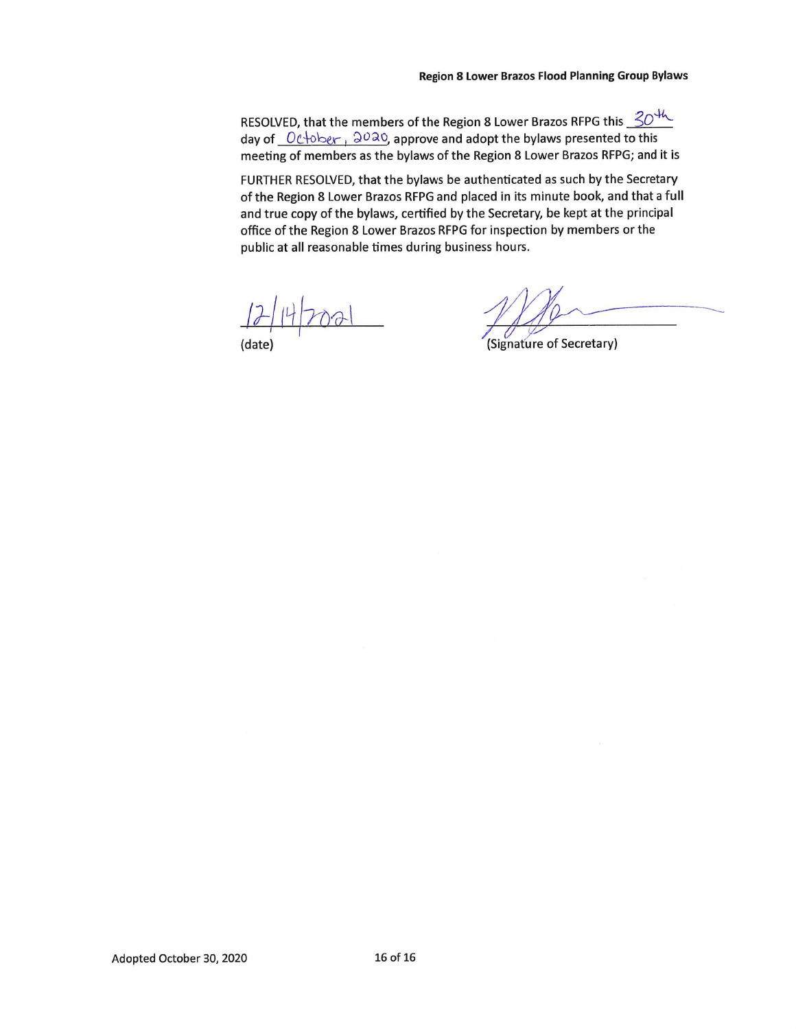RESOLVED, that the members of the Region 8 Lower Brazos RFPG this 30th day of October, 2020, approve and adopt the bylaws presented to this meeting of members as the bylaws of the Region 8 Lower Brazos RFPG; and it is

FURTHER RESOLVED, that the bylaws be authenticated as such by the Secretary of the Region 8 Lower Brazos RFPG and placed in its minute book, and that a full and true copy of the bylaws, certified by the Secretary, be kept at the principal office of the Region 8 Lower Brazos RFPG for inspection by members or the public at all reasonable times during business hours.

12/14/2021
(date)

(Signature of Secretary)